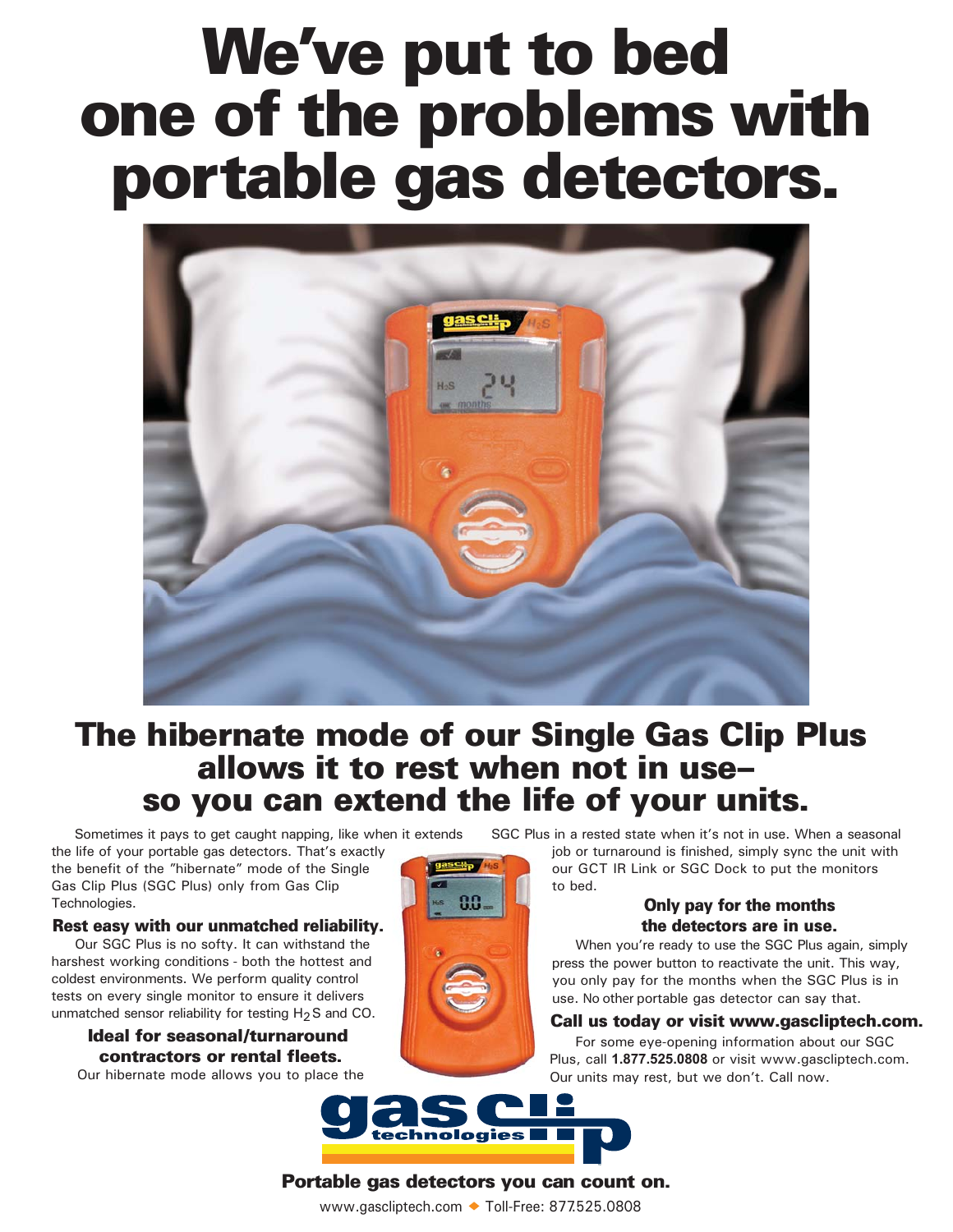# We've put to bed one of the problems with portable gas detectors.

## The hibernate mode of our Single Gas Clip Plus allows it to rest when not in use– so you can extend the life of your units.

Sometimes it pays to get caught napping, like when it extends the life of your portable gas detectors. That's exactly the benefit of the "hibernate" mode of the Single Gas Clip Plus (SGC Plus) only from Gas Clip Technologies.

### Rest easy with our unmatched reliability.

Our SGC Plus is no softy. It can withstand the harshest working conditions - both the hottest and coldest environments. We perform quality control tests on every single monitor to ensure it delivers unmatched sensor reliability for testing $H_2S$ and CO.

### Ideal for seasonal/turnaround contractors or rental fleets.

Our hibernate mode allows you to place the SGC Plus in a rested state when it's not in use. When a seasonal job or turnaround is finished, simply sync the unit with our GCT IR Link or SGC Dock to put the monitors to bed.

### Only pay for the months the detectors are in use.

When you're ready to use the SGC Plus again, simply press the power button to reactivate the unit. This way, you only pay for the months when the SGC Plus is in use. No other portable gas detector can say that.

### Call us today or visit www.gascliptech.com.

For some eye-opening information about our SGC Plus, call **1.877.525.0808** or visit www.gascliptech.com. Our units may rest, but we don't. Call now.

gas clip technologies

**Portable gas detectors you can count on.**

www.gascliptech.com ◆ Toll-Free: 877.525.0808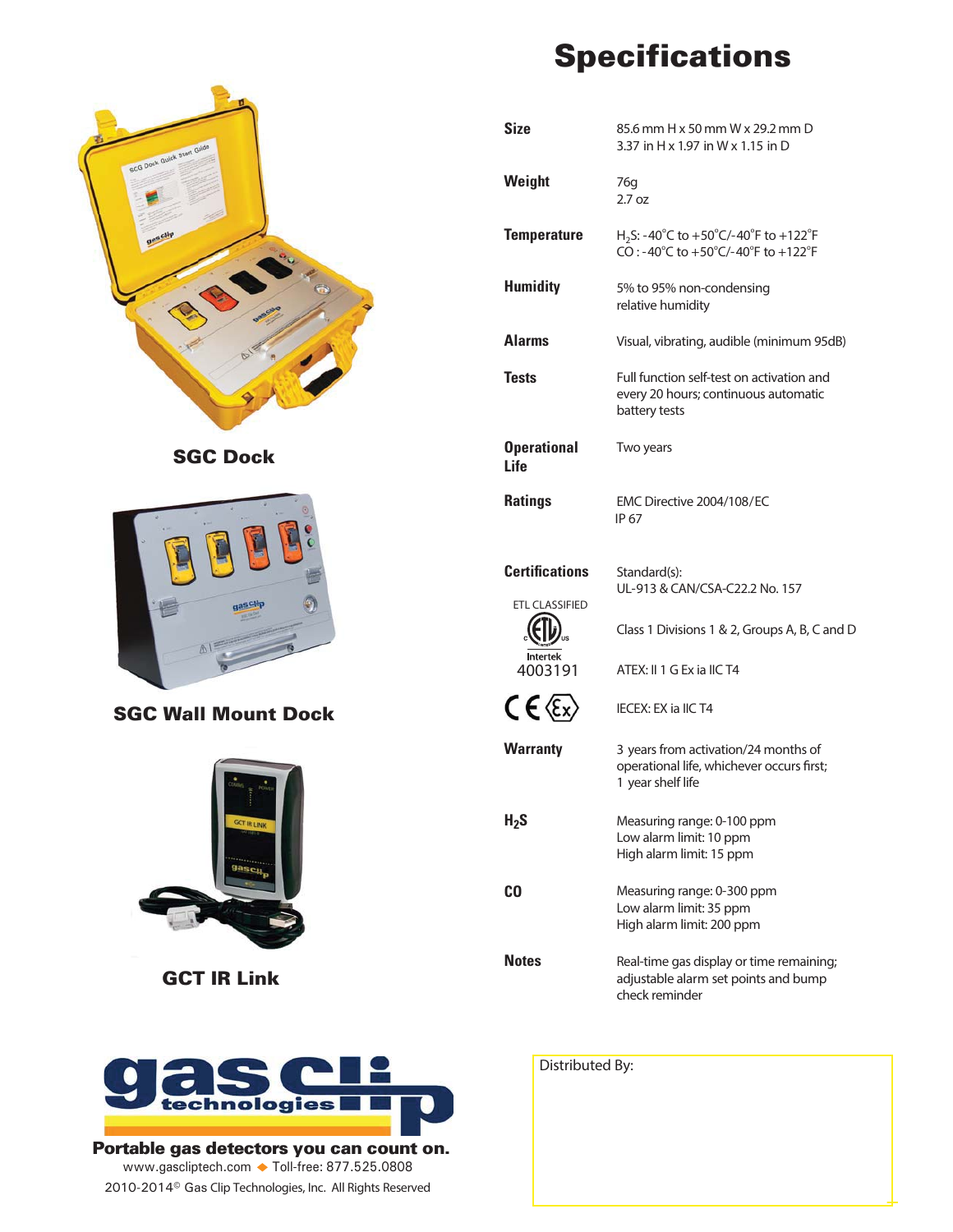SGC Dock

SGC Wall Mount Dock

GCT IR Link

# Specifications

| | |
|---|---|
| **Size** | 85.6 mm H x 50 mm W x 29.2 mm D<br>3.37 in H x 1.97 in W x 1.15 in D |
| **Weight** | 76g<br>2.7 oz |
| **Temperature** | $H_2S$: -40°C to +50°C/-40°F to +122°F<br>CO : -40°C to +50°C/-40°F to +122°F |
| **Humidity** | 5% to 95% non-condensing relative humidity |
| **Alarms** | Visual, vibrating, audible (minimum 95dB) |
| **Tests** | Full function self-test on activation and every 20 hours; continuous automatic battery tests |
| **Operational Life** | Two years |
| **Ratings** | EMC Directive 2004/108/EC<br>IP 67 |
| **Certifications**<br>ETL CLASSIFIED<br>Intertek<br>4003191 | Standard(s):<br>UL-913 & CAN/CSA-C22.2 No. 157<br>Class 1 Divisions 1 & 2, Groups A, B, C and D<br>ATEX: II 1 G Ex ia IIC T4<br>IECEX: EX ia IIC T4 |
| **Warranty** | 3 years from activation/24 months of operational life, whichever occurs first; 1 year shelf life |
| **$H_2S$** | Measuring range: 0-100 ppm<br>Low alarm limit: 10 ppm<br>High alarm limit: 15 ppm |
| **CO** | Measuring range: 0-300 ppm<br>Low alarm limit: 35 ppm<br>High alarm limit: 200 ppm |
| **Notes** | Real-time gas display or time remaining; adjustable alarm set points and bump check reminder |

gas clip technologies

**Portable gas detectors you can count on.**

www.gascliptech.com ◆ Toll-free: 877.525.0808

2010-2014© Gas Clip Technologies, Inc. All Rights Reserved

Distributed By: